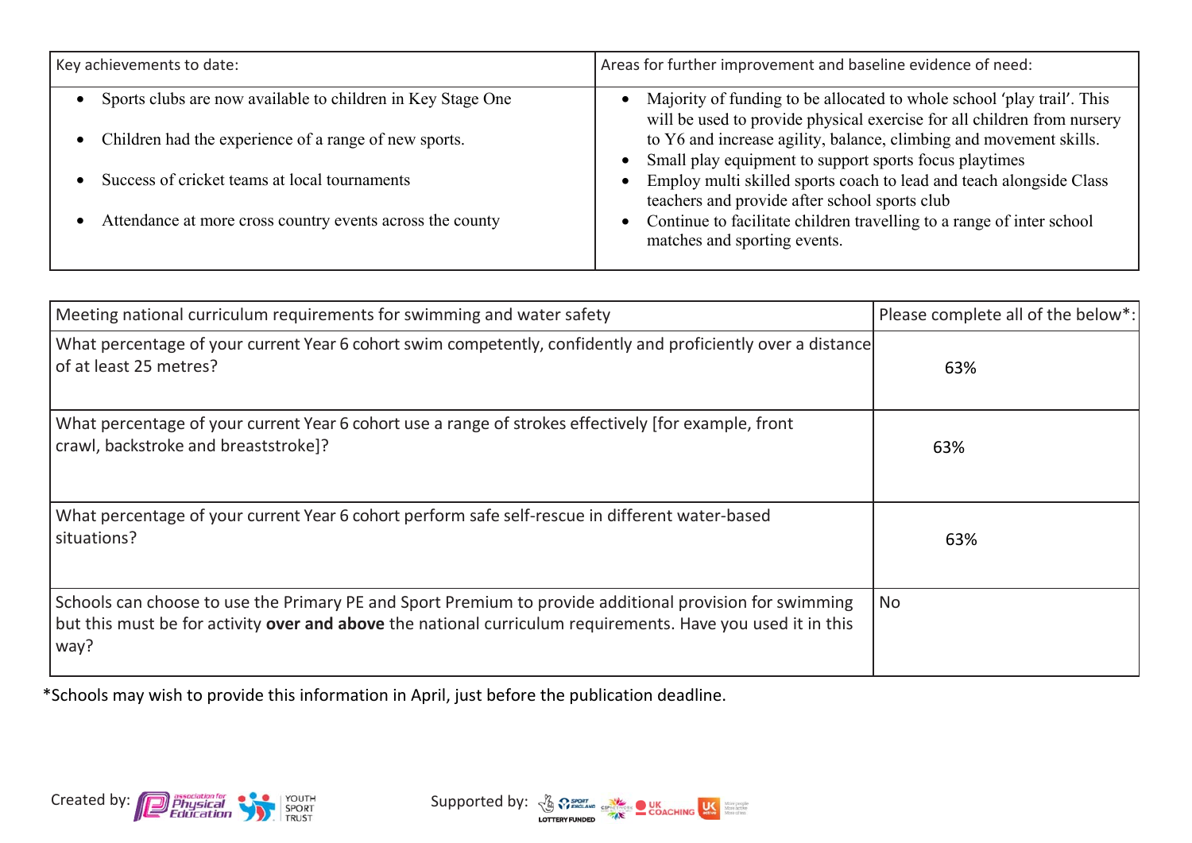| Key achievements to date: | Areas for further improvement and baseline evidence of need: |
|---|---|
| • Sports clubs are now available to children in Key Stage One<br><br>• Children had the experience of a range of new sports.<br><br>• Success of cricket teams at local tournaments<br><br>• Attendance at more cross country events across the county | • Majority of funding to be allocated to whole school 'play trail'. This will be used to provide physical exercise for all children from nursery to Y6 and increase agility, balance, climbing and movement skills.<br>• Small play equipment to support sports focus playtimes<br>• Employ multi skilled sports coach to lead and teach alongside Class teachers and provide after school sports club<br>• Continue to facilitate children travelling to a range of inter school matches and sporting events. |

| Meeting national curriculum requirements for swimming and water safety | Please complete all of the below*: |
|---|---|
| What percentage of your current Year 6 cohort swim competently, confidently and proficiently over a distance of at least 25 metres? | 63% |
| What percentage of your current Year 6 cohort use a range of strokes effectively [for example, front crawl, backstroke and breaststroke]? | 63% |
| What percentage of your current Year 6 cohort perform safe self-rescue in different water-based situations? | 63% |
| Schools can choose to use the Primary PE and Sport Premium to provide additional provision for swimming but this must be for activity **over and above** the national curriculum requirements. Have you used it in this way? | No |

*Schools may wish to provide this information in April, just before the publication deadline.

Created by: association for Physical Education, Youth Sport Trust

Supported by: Sport England, Lottery Funded, CSPNetwork, UK Coaching, UK Active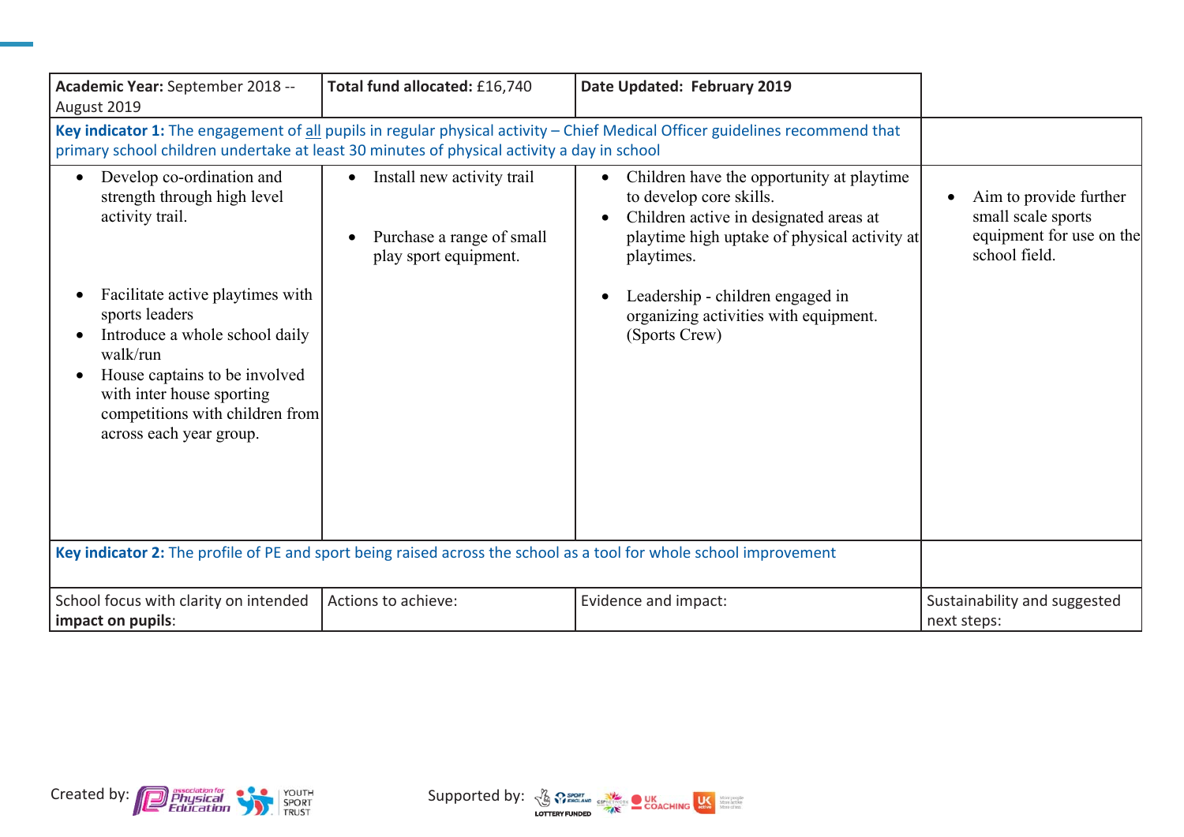| | | | |
|---|---|---|---|
| **Academic Year:** September 2018 -- August 2019 | **Total fund allocated:** £16,740 | **Date Updated: February 2019** | |
| **Key indicator 1:** The engagement of all pupils in regular physical activity – Chief Medical Officer guidelines recommend that primary school children undertake at least 30 minutes of physical activity a day in school | | | |
| • Develop co-ordination and strength through high level activity trail.<br><br>• Facilitate active playtimes with sports leaders<br>• Introduce a whole school daily walk/run<br>• House captains to be involved with inter house sporting competitions with children from across each year group. | • Install new activity trail<br><br>• Purchase a range of small play sport equipment. | • Children have the opportunity at playtime to develop core skills.<br>• Children active in designated areas at playtime high uptake of physical activity at playtimes.<br><br>• Leadership - children engaged in organizing activities with equipment. (Sports Crew) | • Aim to provide further small scale sports equipment for use on the school field. |
| **Key indicator 2:** The profile of PE and sport being raised across the school as a tool for whole school improvement | | | |
| School focus with clarity on intended **impact on pupils**: | Actions to achieve: | Evidence and impact: | Sustainability and suggested next steps: |

Created by: association for Physical Education, Youth Sport Trust

Supported by: Sport England Lottery Funded, CSP Network, UK Coaching, UK Active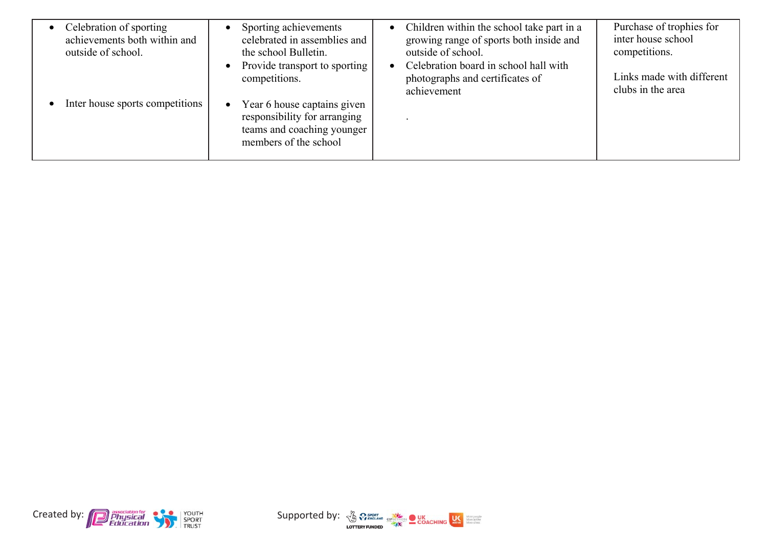| | | | |
|---|---|---|---|
| • Celebration of sporting achievements both within and outside of school.<br><br>• Inter house sports competitions | • Sporting achievements celebrated in assemblies and the school Bulletin.<br>• Provide transport to sporting competitions.<br><br>• Year 6 house captains given responsibility for arranging teams and coaching younger members of the school | • Children within the school take part in a growing range of sports both inside and outside of school.<br>• Celebration board in school hall with photographs and certificates of achievement<br><br>. | Purchase of trophies for inter house school competitions.<br><br>Links made with different clubs in the area |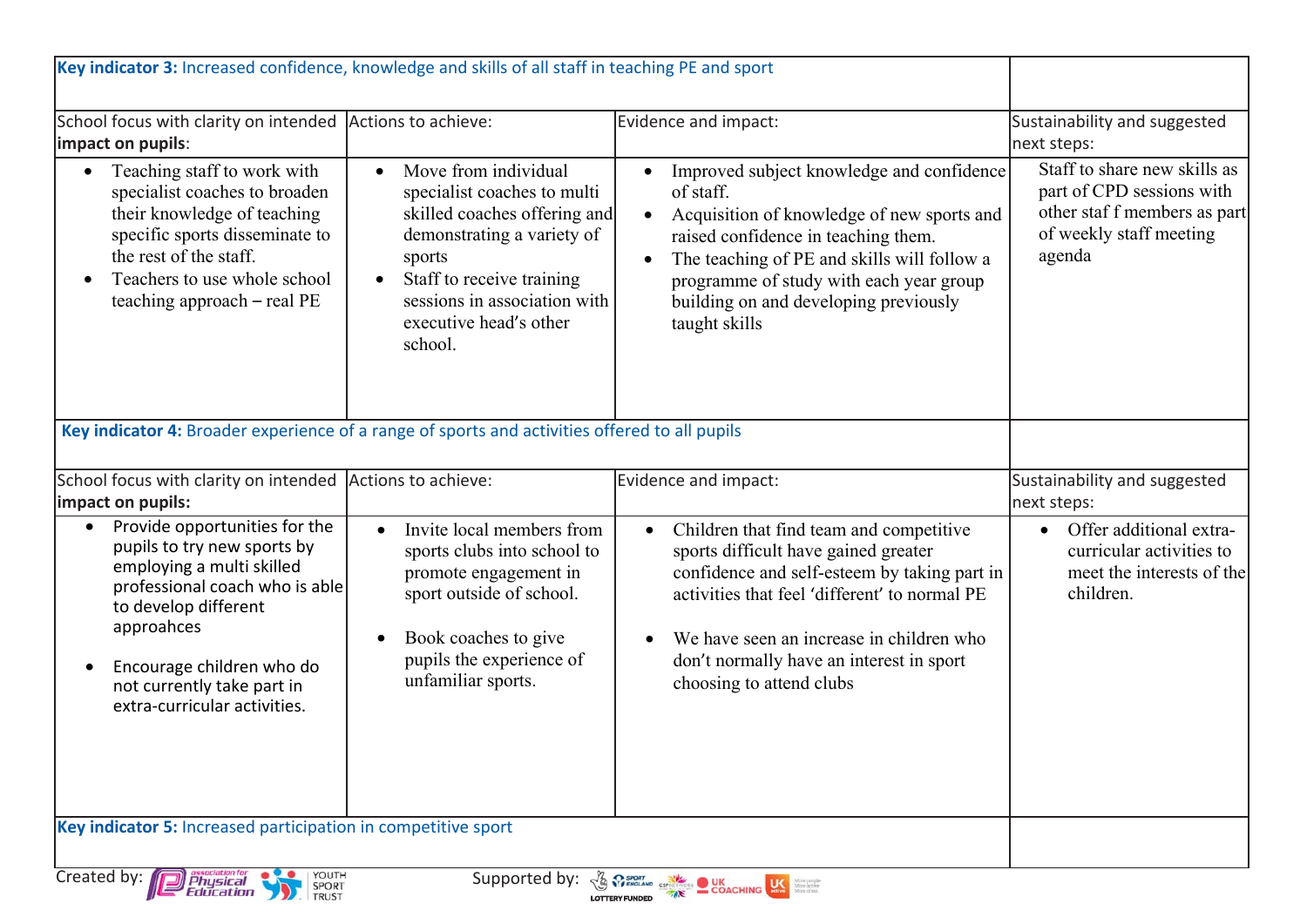| **Key indicator 3:** Increased confidence, knowledge and skills of all staff in teaching PE and sport | | | |
|---|---|---|---|
| School focus with clarity on intended **impact on pupils**: | Actions to achieve: | Evidence and impact: | Sustainability and suggested next steps: |
| • Teaching staff to work with specialist coaches to broaden their knowledge of teaching specific sports disseminate to the rest of the staff.<br>• Teachers to use whole school teaching approach – real PE | • Move from individual specialist coaches to multi skilled coaches offering and demonstrating a variety of sports<br>• Staff to receive training sessions in association with executive head's other school. | • Improved subject knowledge and confidence of staff.<br>• Acquisition of knowledge of new sports and raised confidence in teaching them.<br>• The teaching of PE and skills will follow a programme of study with each year group building on and developing previously taught skills | Staff to share new skills as part of CPD sessions with other staf f members as part of weekly staff meeting agenda |
| **Key indicator 4:** Broader experience of a range of sports and activities offered to all pupils | | | |
| School focus with clarity on intended **impact on pupils:** | Actions to achieve: | Evidence and impact: | Sustainability and suggested next steps: |
| • Provide opportunities for the pupils to try new sports by employing a multi skilled professional coach who is able to develop different approahces<br>• Encourage children who do not currently take part in extra-curricular activities. | • Invite local members from sports clubs into school to promote engagement in sport outside of school.<br>• Book coaches to give pupils the experience of unfamiliar sports. | • Children that find team and competitive sports difficult have gained greater confidence and self-esteem by taking part in activities that feel 'different' to normal PE<br>• We have seen an increase in children who don't normally have an interest in sport choosing to attend clubs | • Offer additional extra-curricular activities to meet the interests of the children. |
| **Key indicator 5:** Increased participation in competitive sport | | | |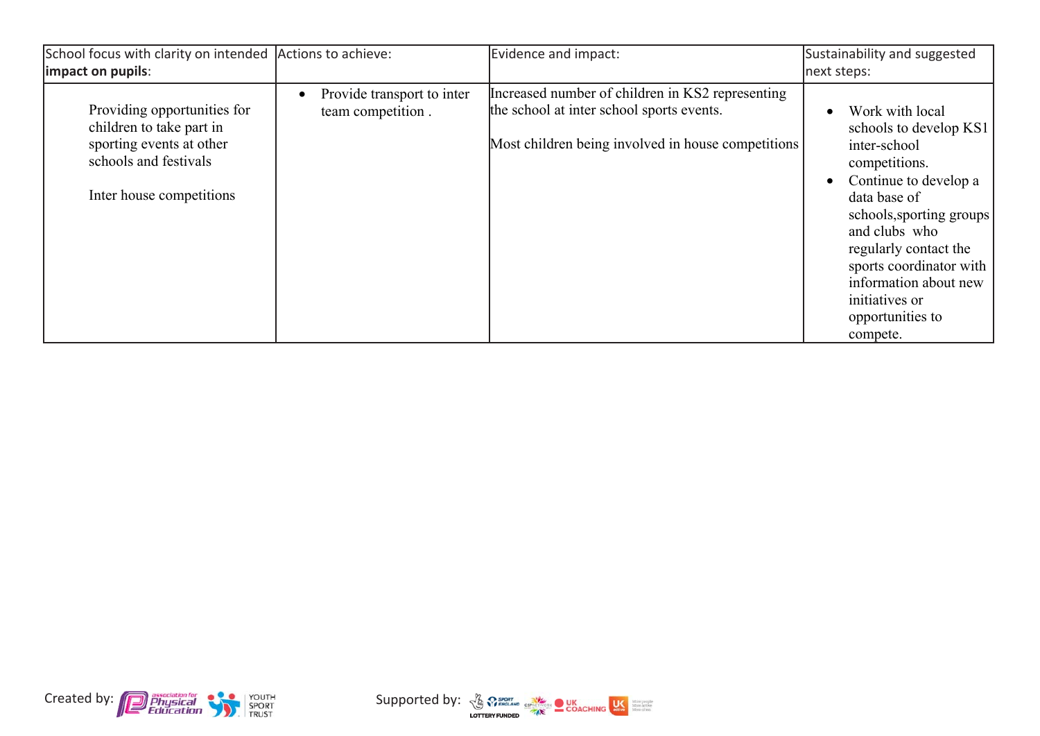| School focus with clarity on intended **impact on pupils**: | Actions to achieve: | Evidence and impact: | Sustainability and suggested next steps: |
|---|---|---|---|
| Providing opportunities for children to take part in sporting events at other schools and festivals<br><br>Inter house competitions | • Provide transport to inter team competition . | Increased number of children in KS2 representing the school at inter school sports events.<br><br>Most children being involved in house competitions | • Work with local schools to develop KS1 inter-school competitions.<br>• Continue to develop a data base of schools,sporting groups and clubs who regularly contact the sports coordinator with information about new initiatives or opportunities to compete. |

Created by: association for Physical Education, YOUTH SPORT TRUST

Supported by: LOTTERY FUNDED, SPORT ENGLAND, CSPNETWORK, UK COACHING, UK active